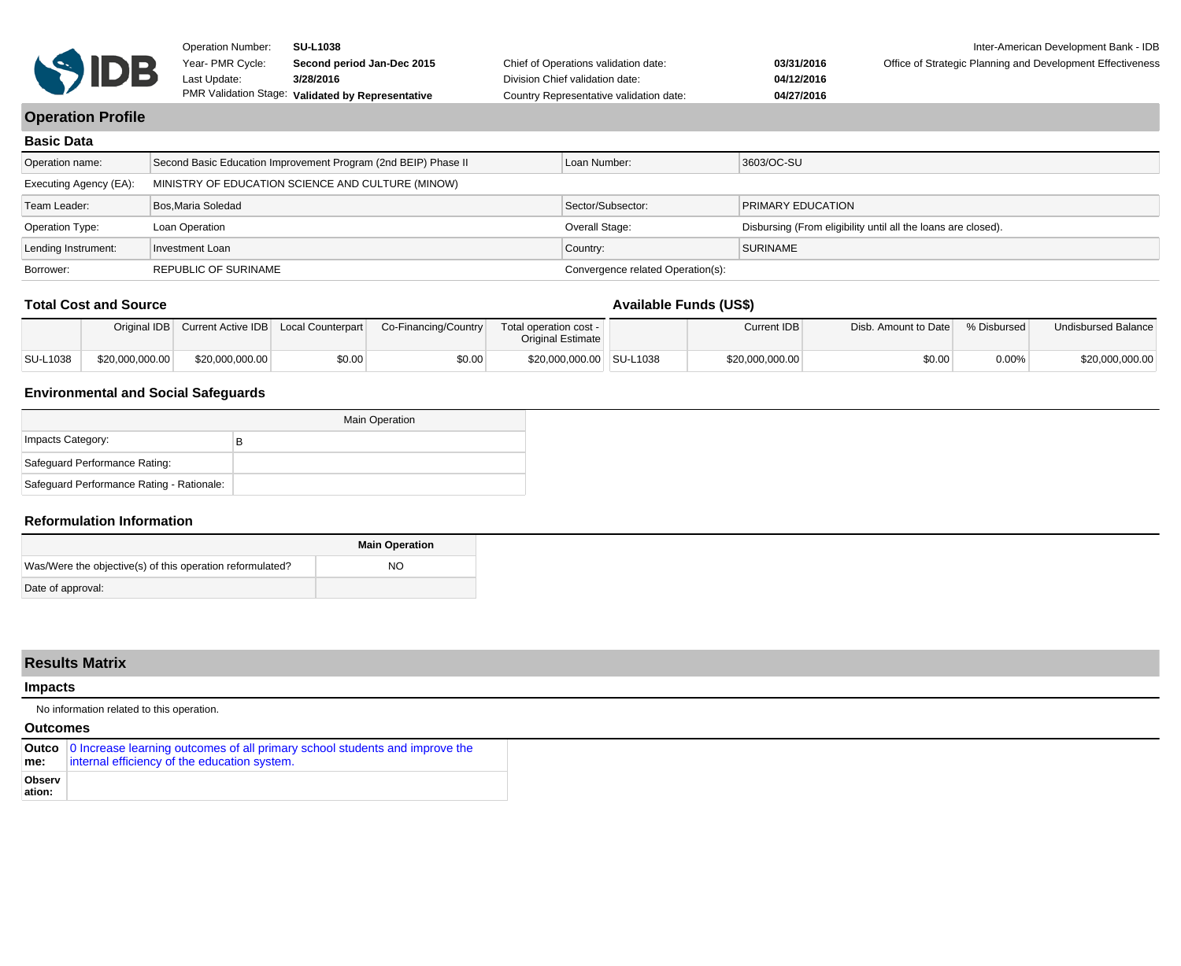| | | | | |
|---|---|---|---|---|
| Operation Number: | **SU-L1038** | | | Inter-American Development Bank - IDB |
| Year- PMR Cycle: | **Second period Jan-Dec 2015** | Chief of Operations validation date: | **03/31/2016** | Office of Strategic Planning and Development Effectiveness |
| Last Update: | **3/28/2016** | Division Chief validation date: | **04/12/2016** | |
| PMR Validation Stage: | **Validated by Representative** | Country Representative validation date: | **04/27/2016** | |

# Operation Profile

## Basic Data

| | | | |
|---|---|---|---|
| Operation name: | Second Basic Education Improvement Program (2nd BEIP) Phase II | Loan Number: | 3603/OC-SU |
| Executing Agency (EA): | MINISTRY OF EDUCATION SCIENCE AND CULTURE (MINOW) | | |
| Team Leader: | Bos,Maria Soledad | Sector/Subsector: | PRIMARY EDUCATION |
| Operation Type: | Loan Operation | Overall Stage: | Disbursing (From eligibility until all the loans are closed). |
| Lending Instrument: | Investment Loan | Country: | SURINAME |
| Borrower: | REPUBLIC OF SURINAME | Convergence related Operation(s): | |

## Total Cost and Source

| | Original IDB | Current Active IDB | Local Counterpart | Co-Financing/Country | Total operation cost - Original Estimate |
|---|---|---|---|---|---|
| SU-L1038 | $20,000,000.00 | $20,000,000.00 | $0.00 | $0.00 | $20,000,000.00 |

## Available Funds (US$)

| | Current IDB | Disb. Amount to Date | % Disbursed | Undisbursed Balance |
|---|---|---|---|---|
| SU-L1038 | $20,000,000.00 | $0.00 | 0.00% | $20,000,000.00 |

## Environmental and Social Safeguards

| | Main Operation |
|---|---|
| Impacts Category: | B |
| Safeguard Performance Rating: | |
| Safeguard Performance Rating - Rationale: | |

## Reformulation Information

| | **Main Operation** |
|---|---|
| Was/Were the objective(s) of this operation reformulated? | NO |
| Date of approval: | |

# Results Matrix

## Impacts

No information related to this operation.

## Outcomes

| | |
|---|---|
| **Outcome:** | 0 Increase learning outcomes of all primary school students and improve the internal efficiency of the education system. |
| **Observation:** | |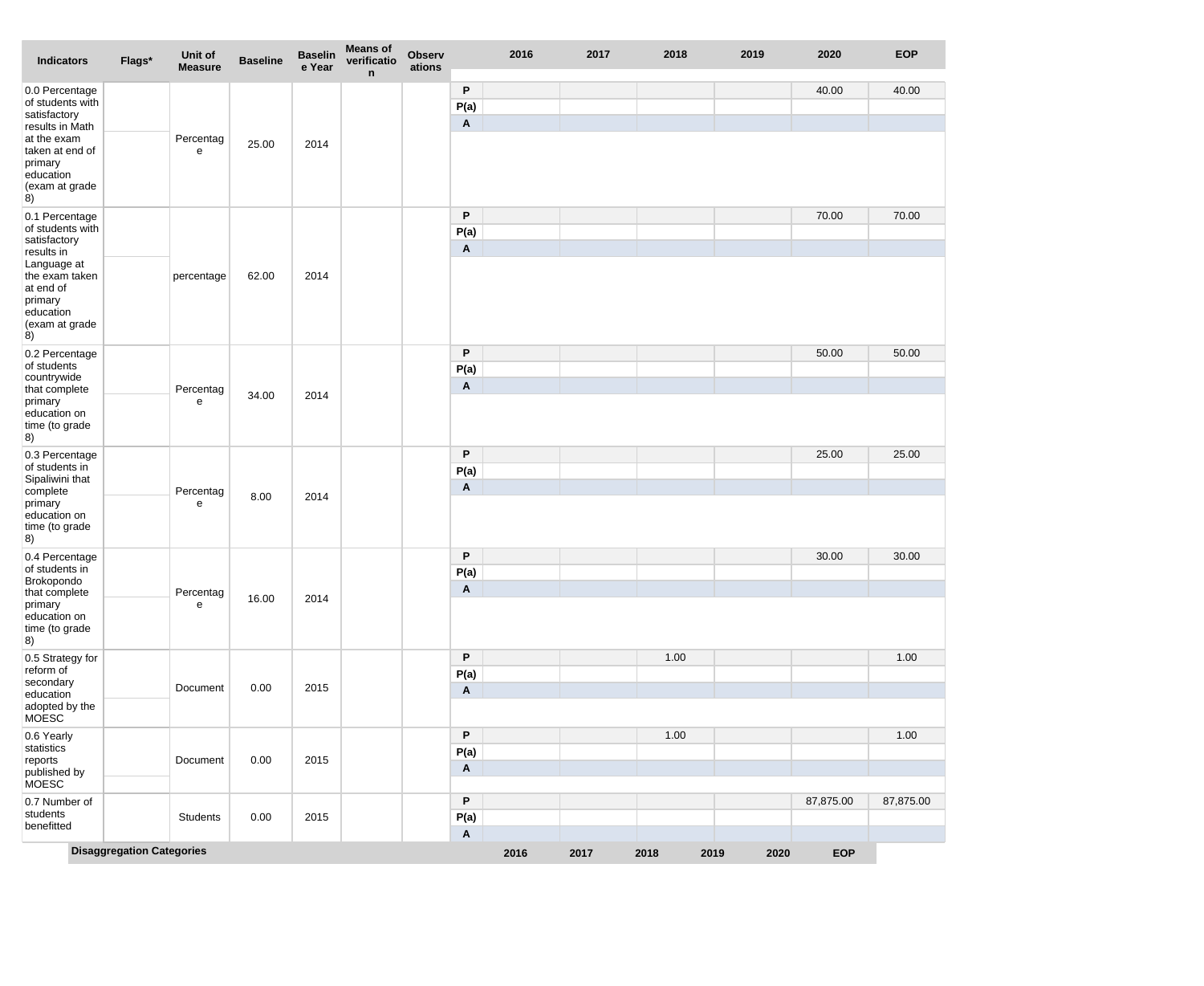| Indicators | Flags* | Unit of Measure | Baseline | Baseline Year | Means of verification | Observations | | 2016 | 2017 | 2018 | 2019 | 2020 | EOP |
|---|---|---|---|---|---|---|---|---|---|---|---|---|---|
| 0.0 Percentage of students with satisfactory results in Math at the exam taken at end of primary education (exam at grade 8) | | Percentage | 25.00 | 2014 | | | P | | | | | 40.00 | 40.00 |
| | | | | | | | P(a) | | | | | | |
| | | | | | | | A | | | | | | |
| 0.1 Percentage of students with satisfactory results in Language at the exam taken at end of primary education (exam at grade 8) | | percentage | 62.00 | 2014 | | | P | | | | | 70.00 | 70.00 |
| | | | | | | | P(a) | | | | | | |
| | | | | | | | A | | | | | | |
| 0.2 Percentage of students countrywide that complete primary education on time (to grade 8) | | Percentage | 34.00 | 2014 | | | P | | | | | 50.00 | 50.00 |
| | | | | | | | P(a) | | | | | | |
| | | | | | | | A | | | | | | |
| 0.3 Percentage of students in Sipaliwini that complete primary education on time (to grade 8) | | Percentage | 8.00 | 2014 | | | P | | | | | 25.00 | 25.00 |
| | | | | | | | P(a) | | | | | | |
| | | | | | | | A | | | | | | |
| 0.4 Percentage of students in Brokopondo that complete primary education on time (to grade 8) | | Percentage | 16.00 | 2014 | | | P | | | | | 30.00 | 30.00 |
| | | | | | | | P(a) | | | | | | |
| | | | | | | | A | | | | | | |
| 0.5 Strategy for reform of secondary education adopted by the MOESC | | Document | 0.00 | 2015 | | | P | | | 1.00 | | | 1.00 |
| | | | | | | | P(a) | | | | | | |
| | | | | | | | A | | | | | | |
| 0.6 Yearly statistics reports published by MOESC | | Document | 0.00 | 2015 | | | P | | | 1.00 | | | 1.00 |
| | | | | | | | P(a) | | | | | | |
| | | | | | | | A | | | | | | |
| 0.7 Number of students benefitted | | Students | 0.00 | 2015 | | | P | | | | | 87,875.00 | 87,875.00 |
| | | | | | | | P(a) | | | | | | |
| | | | | | | | A | | | | | | |

| Disaggregation Categories | 2016 | 2017 | 2018 | 2019 | 2020 | EOP |
|---|---|---|---|---|---|---|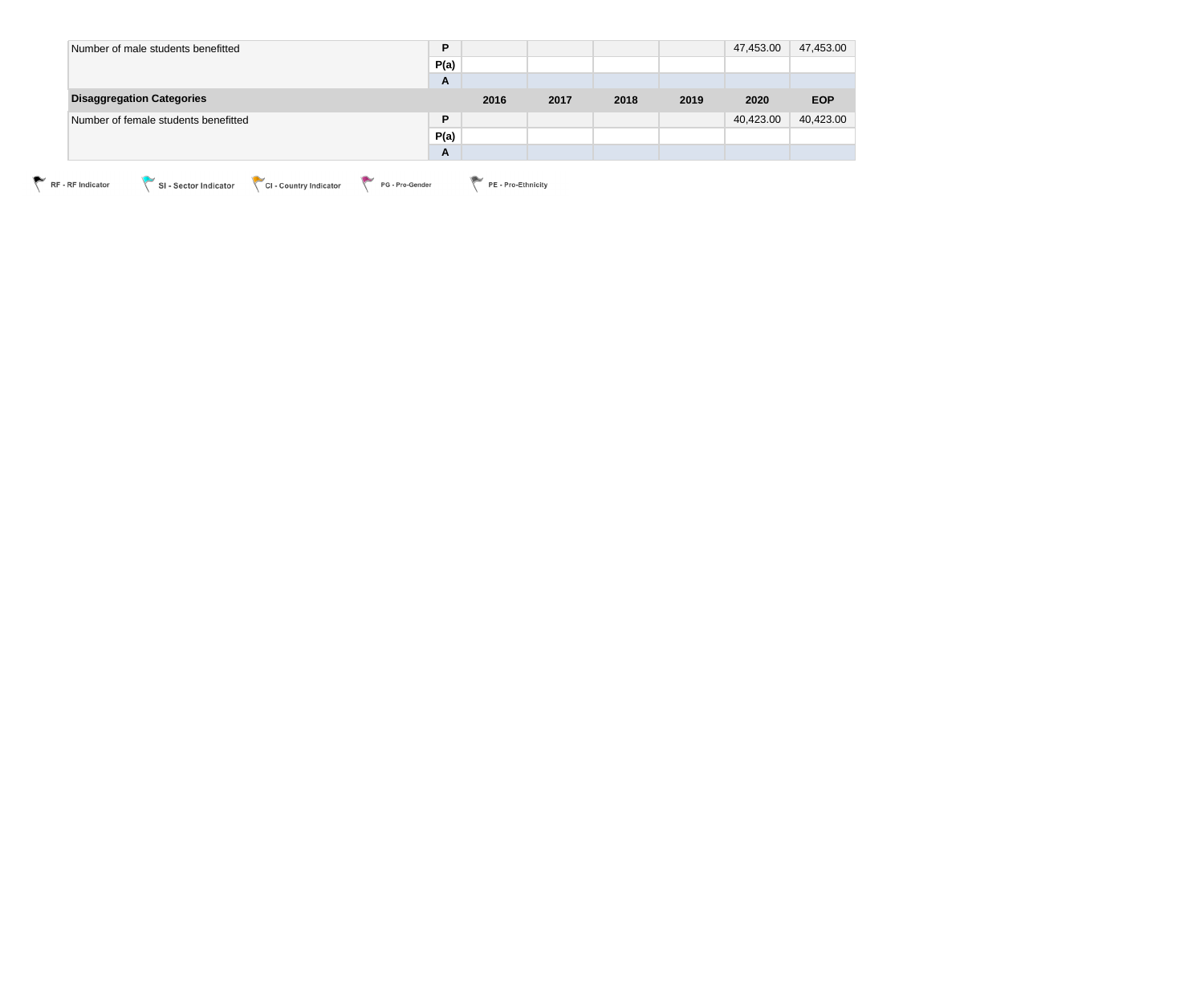| | | | | | | | |
|---|---|---|---|---|---|---|---|
| Number of male students benefitted | P | | | | | 47,453.00 | 47,453.00 |
| | P(a) | | | | | | |
| | A | | | | | | |
| **Disaggregation Categories** | | **2016** | **2017** | **2018** | **2019** | **2020** | **EOP** |
| Number of female students benefitted | P | | | | | 40,423.00 | 40,423.00 |
| | P(a) | | | | | | |
| | A | | | | | | |

RF - RF Indicator    SI - Sector Indicator    CI - Country Indicator    PG - Pro-Gender    PE - Pro-Ethnicity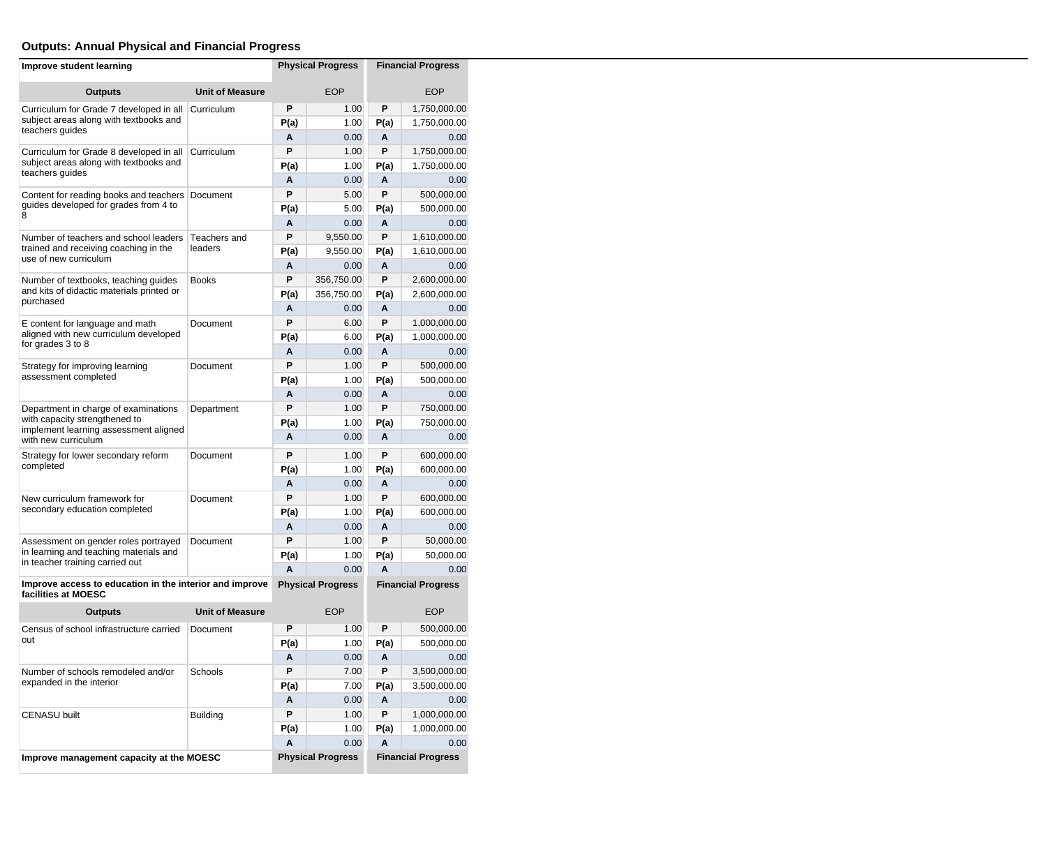## Outputs: Annual Physical and Financial Progress

| Improve student learning | | Physical Progress | | Financial Progress | |
|---|---|---|---|---|---|
| **Outputs** | **Unit of Measure** | | EOP | | EOP |
| Curriculum for Grade 7 developed in all subject areas along with textbooks and teachers guides | Curriculum | P | 1.00 | P | 1,750,000.00 |
| | | P(a) | 1.00 | P(a) | 1,750,000.00 |
| | | A | 0.00 | A | 0.00 |
| Curriculum for Grade 8 developed in all subject areas along with textbooks and teachers guides | Curriculum | P | 1.00 | P | 1,750,000.00 |
| | | P(a) | 1.00 | P(a) | 1,750,000.00 |
| | | A | 0.00 | A | 0.00 |
| Content for reading books and teachers guides developed for grades from 4 to 8 | Document | P | 5.00 | P | 500,000.00 |
| | | P(a) | 5.00 | P(a) | 500,000.00 |
| | | A | 0.00 | A | 0.00 |
| Number of teachers and school leaders trained and receiving coaching in the use of new curriculum | Teachers and leaders | P | 9,550.00 | P | 1,610,000.00 |
| | | P(a) | 9,550.00 | P(a) | 1,610,000.00 |
| | | A | 0.00 | A | 0.00 |
| Number of textbooks, teaching guides and kits of didactic materials printed or purchased | Books | P | 356,750.00 | P | 2,600,000.00 |
| | | P(a) | 356,750.00 | P(a) | 2,600,000.00 |
| | | A | 0.00 | A | 0.00 |
| E content for language and math aligned with new curriculum developed for grades 3 to 8 | Document | P | 6.00 | P | 1,000,000.00 |
| | | P(a) | 6.00 | P(a) | 1,000,000.00 |
| | | A | 0.00 | A | 0.00 |
| Strategy for improving learning assessment completed | Document | P | 1.00 | P | 500,000.00 |
| | | P(a) | 1.00 | P(a) | 500,000.00 |
| | | A | 0.00 | A | 0.00 |
| Department in charge of examinations with capacity strengthened to implement learning assessment aligned with new curriculum | Department | P | 1.00 | P | 750,000.00 |
| | | P(a) | 1.00 | P(a) | 750,000.00 |
| | | A | 0.00 | A | 0.00 |
| Strategy for lower secondary reform completed | Document | P | 1.00 | P | 600,000.00 |
| | | P(a) | 1.00 | P(a) | 600,000.00 |
| | | A | 0.00 | A | 0.00 |
| New curriculum framework for secondary education completed | Document | P | 1.00 | P | 600,000.00 |
| | | P(a) | 1.00 | P(a) | 600,000.00 |
| | | A | 0.00 | A | 0.00 |
| Assessment on gender roles portrayed in learning and teaching materials and in teacher training carried out | Document | P | 1.00 | P | 50,000.00 |
| | | P(a) | 1.00 | P(a) | 50,000.00 |
| | | A | 0.00 | A | 0.00 |

| Improve access to education in the interior and improve facilities at MOESC | | Physical Progress | | Financial Progress | |
|---|---|---|---|---|---|
| **Outputs** | **Unit of Measure** | | EOP | | EOP |
| Census of school infrastructure carried out | Document | P | 1.00 | P | 500,000.00 |
| | | P(a) | 1.00 | P(a) | 500,000.00 |
| | | A | 0.00 | A | 0.00 |
| Number of schools remodeled and/or expanded in the interior | Schools | P | 7.00 | P | 3,500,000.00 |
| | | P(a) | 7.00 | P(a) | 3,500,000.00 |
| | | A | 0.00 | A | 0.00 |
| CENASU built | Building | P | 1.00 | P | 1,000,000.00 |
| | | P(a) | 1.00 | P(a) | 1,000,000.00 |
| | | A | 0.00 | A | 0.00 |

| Improve management capacity at the MOESC | | Physical Progress | | Financial Progress | |
|---|---|---|---|---|---|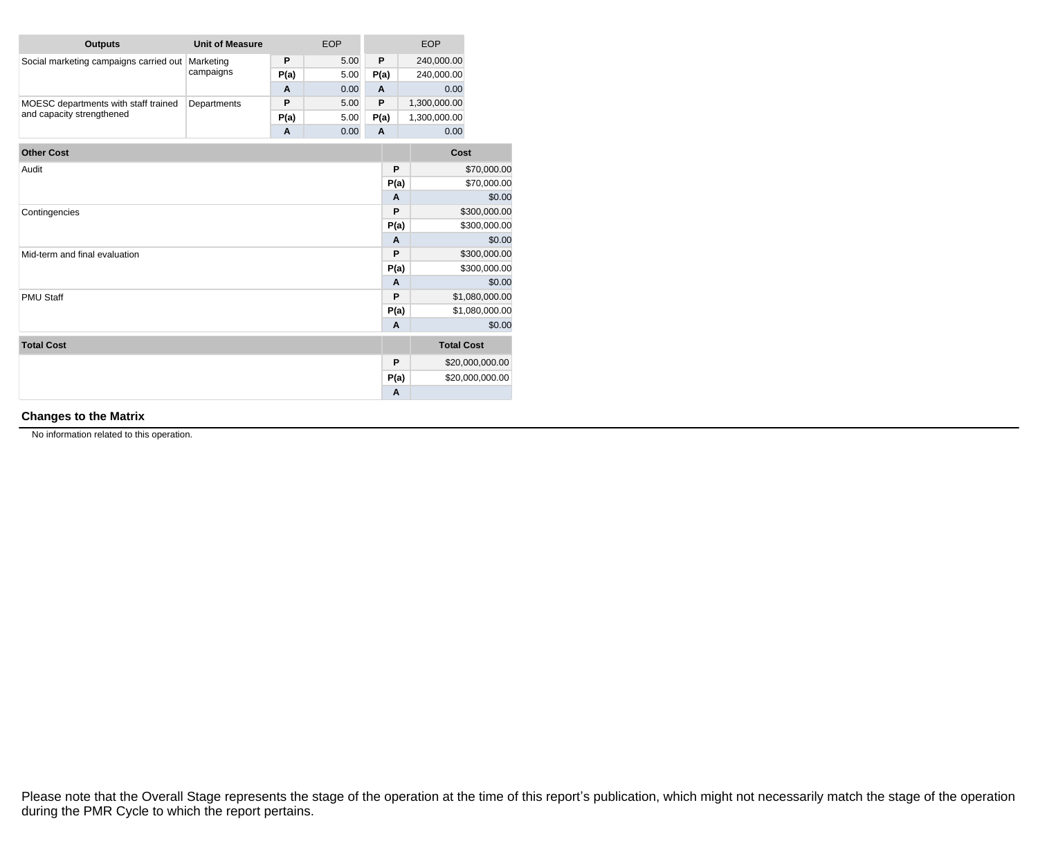| Outputs | Unit of Measure | | EOP | | EOP |
|---|---|---|---|---|---|
| Social marketing campaigns carried out | Marketing campaigns | P | 5.00 | P | 240,000.00 |
| | | P(a) | 5.00 | P(a) | 240,000.00 |
| | | A | 0.00 | A | 0.00 |
| MOESC departments with staff trained and capacity strengthened | Departments | P | 5.00 | P | 1,300,000.00 |
| | | P(a) | 5.00 | P(a) | 1,300,000.00 |
| | | A | 0.00 | A | 0.00 |

| Other Cost | | Cost |
|---|---|---|
| Audit | P | $70,000.00 |
| | P(a) | $70,000.00 |
| | A | $0.00 |
| Contingencies | P | $300,000.00 |
| | P(a) | $300,000.00 |
| | A | $0.00 |
| Mid-term and final evaluation | P | $300,000.00 |
| | P(a) | $300,000.00 |
| | A | $0.00 |
| PMU Staff | P | $1,080,000.00 |
| | P(a) | $1,080,000.00 |
| | A | $0.00 |

| Total Cost | | Total Cost |
|---|---|---|
| | P | $20,000,000.00 |
| | P(a) | $20,000,000.00 |
| | A | |

### Changes to the Matrix

No information related to this operation.

Please note that the Overall Stage represents the stage of the operation at the time of this report's publication, which might not necessarily match the stage of the operation during the PMR Cycle to which the report pertains.